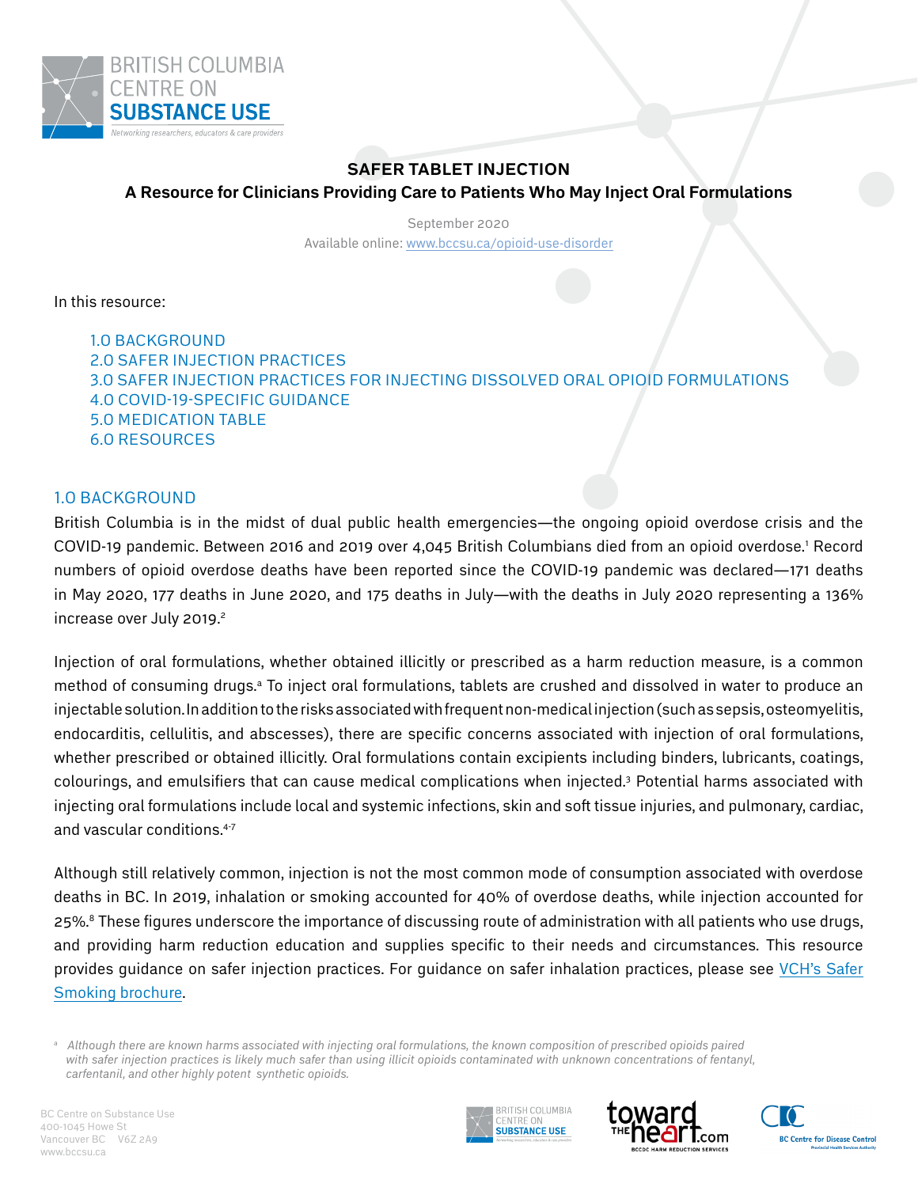# SAFER TABLET INJECTION

## A Resource for Clinicians Providing Care to Patients Who May Inject Oral Formulations

September 2020

Available online: www.bccsu.ca/opioid-use-disorder

In this resource:

- 1.0 BACKGROUND
- 2.0 SAFER INJECTION PRACTICES
- 3.0 SAFER INJECTION PRACTICES FOR INJECTING DISSOLVED ORAL OPIOID FORMULATIONS
- 4.0 COVID-19-SPECIFIC GUIDANCE
- 5.0 MEDICATION TABLE
- 6.0 RESOURCES

## 1.0 BACKGROUND

British Columbia is in the midst of dual public health emergencies—the ongoing opioid overdose crisis and the COVID-19 pandemic. Between 2016 and 2019 over 4,045 British Columbians died from an opioid overdose.[1] Record numbers of opioid overdose deaths have been reported since the COVID-19 pandemic was declared—171 deaths in May 2020, 177 deaths in June 2020, and 175 deaths in July—with the deaths in July 2020 representing a 136% increase over July 2019.[2]

Injection of oral formulations, whether obtained illicitly or prescribed as a harm reduction measure, is a common method of consuming drugs.[a] To inject oral formulations, tablets are crushed and dissolved in water to produce an injectable solution. In addition to the risks associated with frequent non-medical injection (such as sepsis, osteomyelitis, endocarditis, cellulitis, and abscesses), there are specific concerns associated with injection of oral formulations, whether prescribed or obtained illicitly. Oral formulations contain excipients including binders, lubricants, coatings, colourings, and emulsifiers that can cause medical complications when injected.[3] Potential harms associated with injecting oral formulations include local and systemic infections, skin and soft tissue injuries, and pulmonary, cardiac, and vascular conditions.[4-7]

Although still relatively common, injection is not the most common mode of consumption associated with overdose deaths in BC. In 2019, inhalation or smoking accounted for 40% of overdose deaths, while injection accounted for 25%.[8] These figures underscore the importance of discussing route of administration with all patients who use drugs, and providing harm reduction education and supplies specific to their needs and circumstances. This resource provides guidance on safer injection practices. For guidance on safer inhalation practices, please see VCH's Safer Smoking brochure.

[a] *Although there are known harms associated with injecting oral formulations, the known composition of prescribed opioids paired with safer injection practices is likely much safer than using illicit opioids contaminated with unknown concentrations of fentanyl, carfentanil, and other highly potent synthetic opioids.*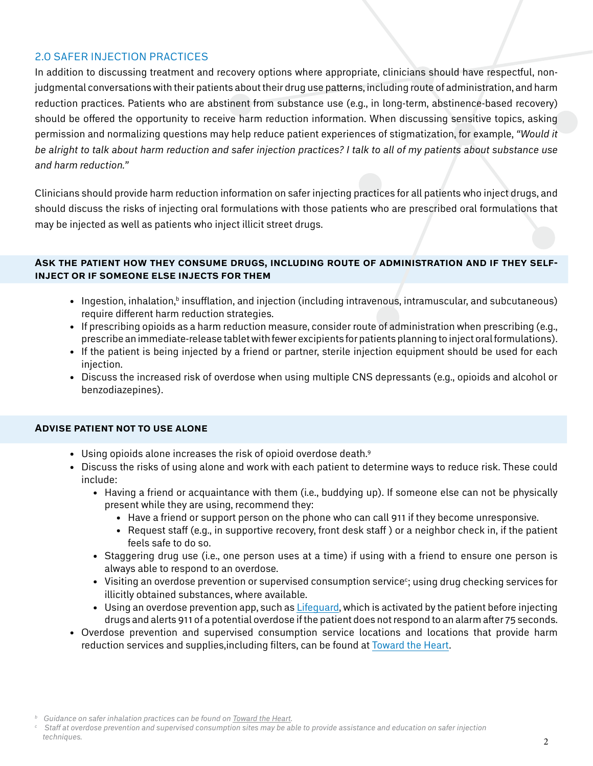## 2.0 SAFER INJECTION PRACTICES

In addition to discussing treatment and recovery options where appropriate, clinicians should have respectful, non-judgmental conversations with their patients about their drug use patterns, including route of administration, and harm reduction practices. Patients who are abstinent from substance use (e.g., in long-term, abstinence-based recovery) should be offered the opportunity to receive harm reduction information. When discussing sensitive topics, asking permission and normalizing questions may help reduce patient experiences of stigmatization, for example, *"Would it be alright to talk about harm reduction and safer injection practices? I talk to all of my patients about substance use and harm reduction."*

Clinicians should provide harm reduction information on safer injecting practices for all patients who inject drugs, and should discuss the risks of injecting oral formulations with those patients who are prescribed oral formulations that may be injected as well as patients who inject illicit street drugs.

### ASK THE PATIENT HOW THEY CONSUME DRUGS, INCLUDING ROUTE OF ADMINISTRATION AND IF THEY SELF-INJECT OR IF SOMEONE ELSE INJECTS FOR THEM

- Ingestion, inhalation,[b] insufflation, and injection (including intravenous, intramuscular, and subcutaneous) require different harm reduction strategies.
- If prescribing opioids as a harm reduction measure, consider route of administration when prescribing (e.g., prescribe an immediate-release tablet with fewer excipients for patients planning to inject oral formulations).
- If the patient is being injected by a friend or partner, sterile injection equipment should be used for each injection.
- Discuss the increased risk of overdose when using multiple CNS depressants (e.g., opioids and alcohol or benzodiazepines).

### ADVISE PATIENT NOT TO USE ALONE

- Using opioids alone increases the risk of opioid overdose death.[9]
- Discuss the risks of using alone and work with each patient to determine ways to reduce risk. These could include:
  - Having a friend or acquaintance with them (i.e., buddying up). If someone else can not be physically present while they are using, recommend they:
    - Have a friend or support person on the phone who can call 911 if they become unresponsive.
    - Request staff (e.g., in supportive recovery, front desk staff ) or a neighbor check in, if the patient feels safe to do so.
  - Staggering drug use (i.e., one person uses at a time) if using with a friend to ensure one person is always able to respond to an overdose.
  - Visiting an overdose prevention or supervised consumption service[c]; using drug checking services for illicitly obtained substances, where available.
  - Using an overdose prevention app, such as Lifeguard, which is activated by the patient before injecting drugs and alerts 911 of a potential overdose if the patient does not respond to an alarm after 75 seconds.
- Overdose prevention and supervised consumption service locations that provide harm reduction services and supplies,including filters, can be found at Toward the Heart.

*[b] Guidance on safer inhalation practices can be found on Toward the Heart.*

*[c] Staff at overdose prevention and supervised consumption sites may be able to provide assistance and education on safer injection techniques.*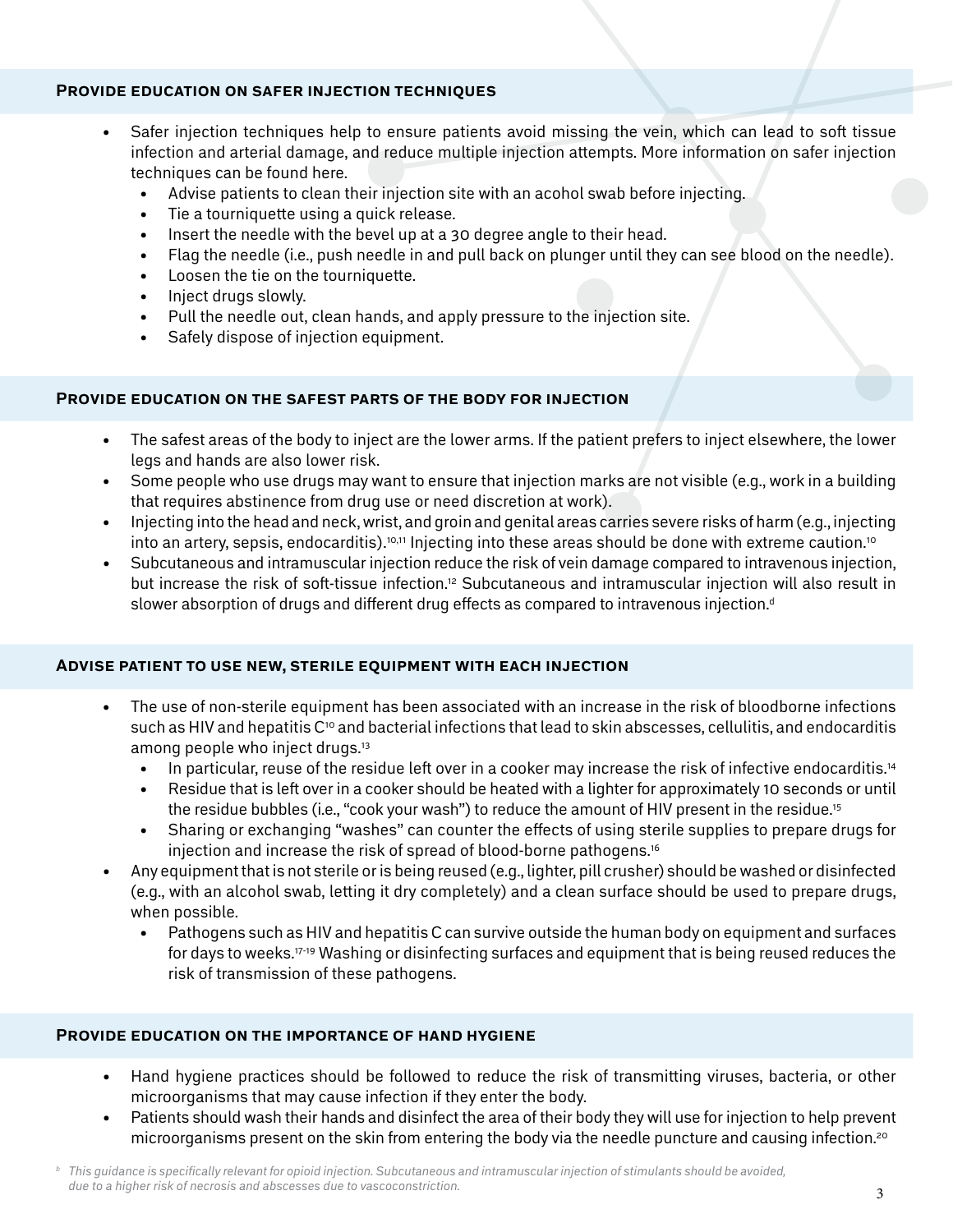## Provide education on safer injection techniques

- Safer injection techniques help to ensure patients avoid missing the vein, which can lead to soft tissue infection and arterial damage, and reduce multiple injection attempts. More information on safer injection techniques can be found here.
  - Advise patients to clean their injection site with an acohol swab before injecting.
  - Tie a tourniquette using a quick release.
  - Insert the needle with the bevel up at a 30 degree angle to their head.
  - Flag the needle (i.e., push needle in and pull back on plunger until they can see blood on the needle).
  - Loosen the tie on the tourniquette.
  - Inject drugs slowly.
  - Pull the needle out, clean hands, and apply pressure to the injection site.
  - Safely dispose of injection equipment.

## Provide education on the safest parts of the body for injection

- The safest areas of the body to inject are the lower arms. If the patient prefers to inject elsewhere, the lower legs and hands are also lower risk.
- Some people who use drugs may want to ensure that injection marks are not visible (e.g., work in a building that requires abstinence from drug use or need discretion at work).
- Injecting into the head and neck, wrist, and groin and genital areas carries severe risks of harm (e.g., injecting into an artery, sepsis, endocarditis).[10,11] Injecting into these areas should be done with extreme caution.[10]
- Subcutaneous and intramuscular injection reduce the risk of vein damage compared to intravenous injection, but increase the risk of soft-tissue infection.[12] Subcutaneous and intramuscular injection will also result in slower absorption of drugs and different drug effects as compared to intravenous injection.[d]

## Advise patient to use new, sterile equipment with each injection

- The use of non-sterile equipment has been associated with an increase in the risk of bloodborne infections such as HIV and hepatitis C[10] and bacterial infections that lead to skin abscesses, cellulitis, and endocarditis among people who inject drugs.[13]
  - In particular, reuse of the residue left over in a cooker may increase the risk of infective endocarditis.[14]
  - Residue that is left over in a cooker should be heated with a lighter for approximately 10 seconds or until the residue bubbles (i.e., "cook your wash") to reduce the amount of HIV present in the residue.[15]
  - Sharing or exchanging "washes" can counter the effects of using sterile supplies to prepare drugs for injection and increase the risk of spread of blood-borne pathogens.[16]
- Any equipment that is not sterile or is being reused (e.g., lighter, pill crusher) should be washed or disinfected (e.g., with an alcohol swab, letting it dry completely) and a clean surface should be used to prepare drugs, when possible.
  - Pathogens such as HIV and hepatitis C can survive outside the human body on equipment and surfaces for days to weeks.[17-19] Washing or disinfecting surfaces and equipment that is being reused reduces the risk of transmission of these pathogens.

## Provide education on the importance of hand hygiene

- Hand hygiene practices should be followed to reduce the risk of transmitting viruses, bacteria, or other microorganisms that may cause infection if they enter the body.
- Patients should wash their hands and disinfect the area of their body they will use for injection to help prevent microorganisms present on the skin from entering the body via the needle puncture and causing infection.[20]

*[b] This guidance is specifically relevant for opioid injection. Subcutaneous and intramuscular injection of stimulants should be avoided, due to a higher risk of necrosis and abscesses due to vascoconstriction.*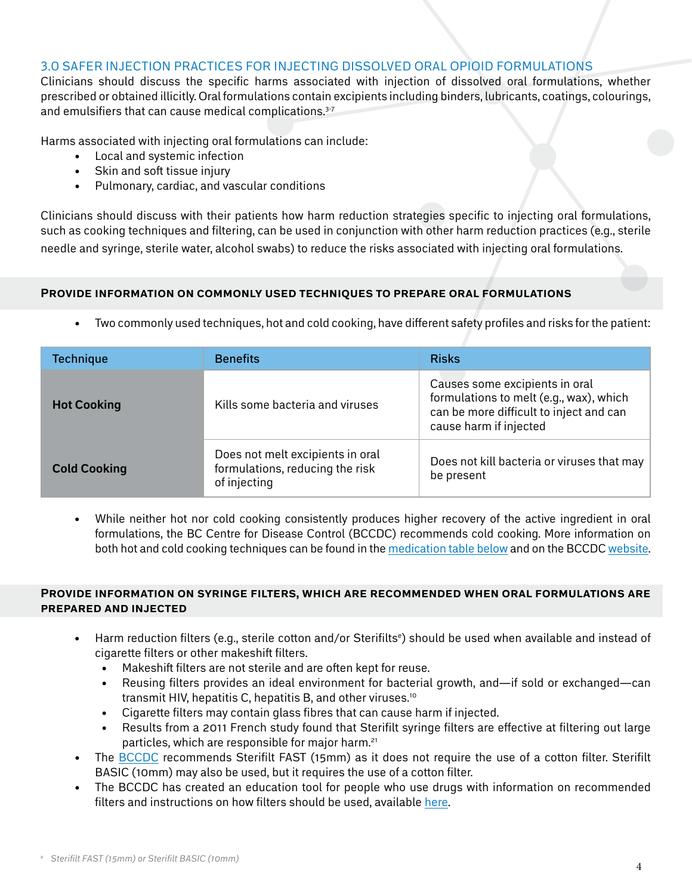## 3.0 SAFER INJECTION PRACTICES FOR INJECTING DISSOLVED ORAL OPIOID FORMULATIONS

Clinicians should discuss the specific harms associated with injection of dissolved oral formulations, whether prescribed or obtained illicitly. Oral formulations contain excipients including binders, lubricants, coatings, colourings, and emulsifiers that can cause medical complications.[3-7]

Harms associated with injecting oral formulations can include:

- Local and systemic infection
- Skin and soft tissue injury
- Pulmonary, cardiac, and vascular conditions

Clinicians should discuss with their patients how harm reduction strategies specific to injecting oral formulations, such as cooking techniques and filtering, can be used in conjunction with other harm reduction practices (e.g., sterile needle and syringe, sterile water, alcohol swabs) to reduce the risks associated with injecting oral formulations.

### PROVIDE INFORMATION ON COMMONLY USED TECHNIQUES TO PREPARE ORAL FORMULATIONS

- Two commonly used techniques, hot and cold cooking, have different safety profiles and risks for the patient:

| Technique | Benefits | Risks |
|---|---|---|
| **Hot Cooking** | Kills some bacteria and viruses | Causes some excipients in oral formulations to melt (e.g., wax), which can be more difficult to inject and can cause harm if injected |
| **Cold Cooking** | Does not melt excipients in oral formulations, reducing the risk of injecting | Does not kill bacteria or viruses that may be present |

- While neither hot nor cold cooking consistently produces higher recovery of the active ingredient in oral formulations, the BC Centre for Disease Control (BCCDC) recommends cold cooking. More information on both hot and cold cooking techniques can be found in the medication table below and on the BCCDC website.

### PROVIDE INFORMATION ON SYRINGE FILTERS, WHICH ARE RECOMMENDED WHEN ORAL FORMULATIONS ARE PREPARED AND INJECTED

- Harm reduction filters (e.g., sterile cotton and/or Sterifilts[e]) should be used when available and instead of cigarette filters or other makeshift filters.
  - Makeshift filters are not sterile and are often kept for reuse.
  - Reusing filters provides an ideal environment for bacterial growth, and—if sold or exchanged—can transmit HIV, hepatitis C, hepatitis B, and other viruses.[10]
  - Cigarette filters may contain glass fibres that can cause harm if injected.
  - Results from a 2011 French study found that Sterifilt syringe filters are effective at filtering out large particles, which are responsible for major harm.[21]
- The BCCDC recommends Sterifilt FAST (15mm) as it does not require the use of a cotton filter. Sterifilt BASIC (10mm) may also be used, but it requires the use of a cotton filter.
- The BCCDC has created an education tool for people who use drugs with information on recommended filters and instructions on how filters should be used, available here.

[e] *Sterifilt FAST (15mm) or Sterifilt BASIC (10mm)*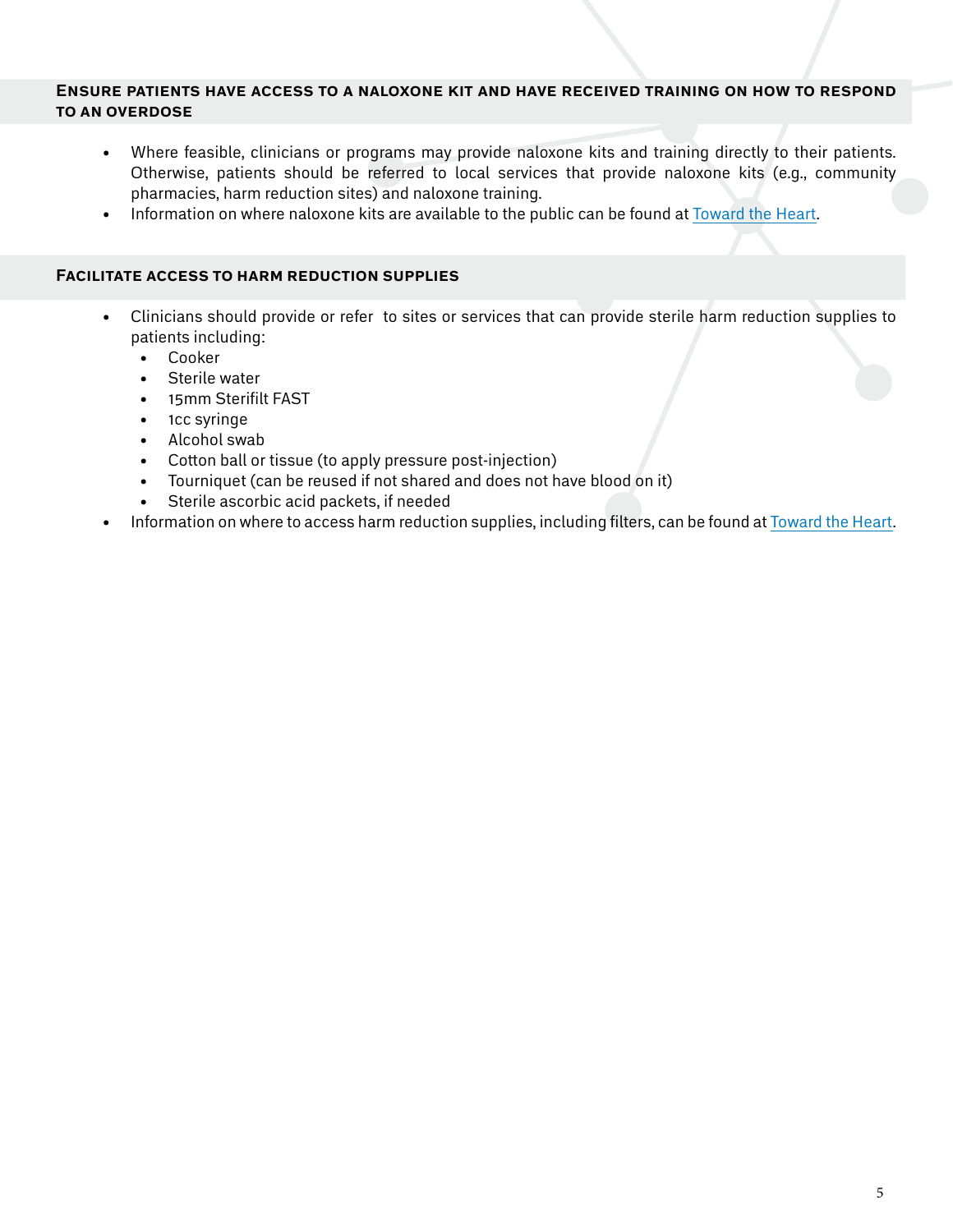## Ensure patients have access to a naloxone kit and have received training on how to respond to an overdose

- Where feasible, clinicians or programs may provide naloxone kits and training directly to their patients. Otherwise, patients should be referred to local services that provide naloxone kits (e.g., community pharmacies, harm reduction sites) and naloxone training.
- Information on where naloxone kits are available to the public can be found at Toward the Heart.

## Facilitate access to harm reduction supplies

- Clinicians should provide or refer to sites or services that can provide sterile harm reduction supplies to patients including:
  - Cooker
  - Sterile water
  - 15mm Sterifilt FAST
  - 1cc syringe
  - Alcohol swab
  - Cotton ball or tissue (to apply pressure post-injection)
  - Tourniquet (can be reused if not shared and does not have blood on it)
  - Sterile ascorbic acid packets, if needed
- Information on where to access harm reduction supplies, including filters, can be found at Toward the Heart.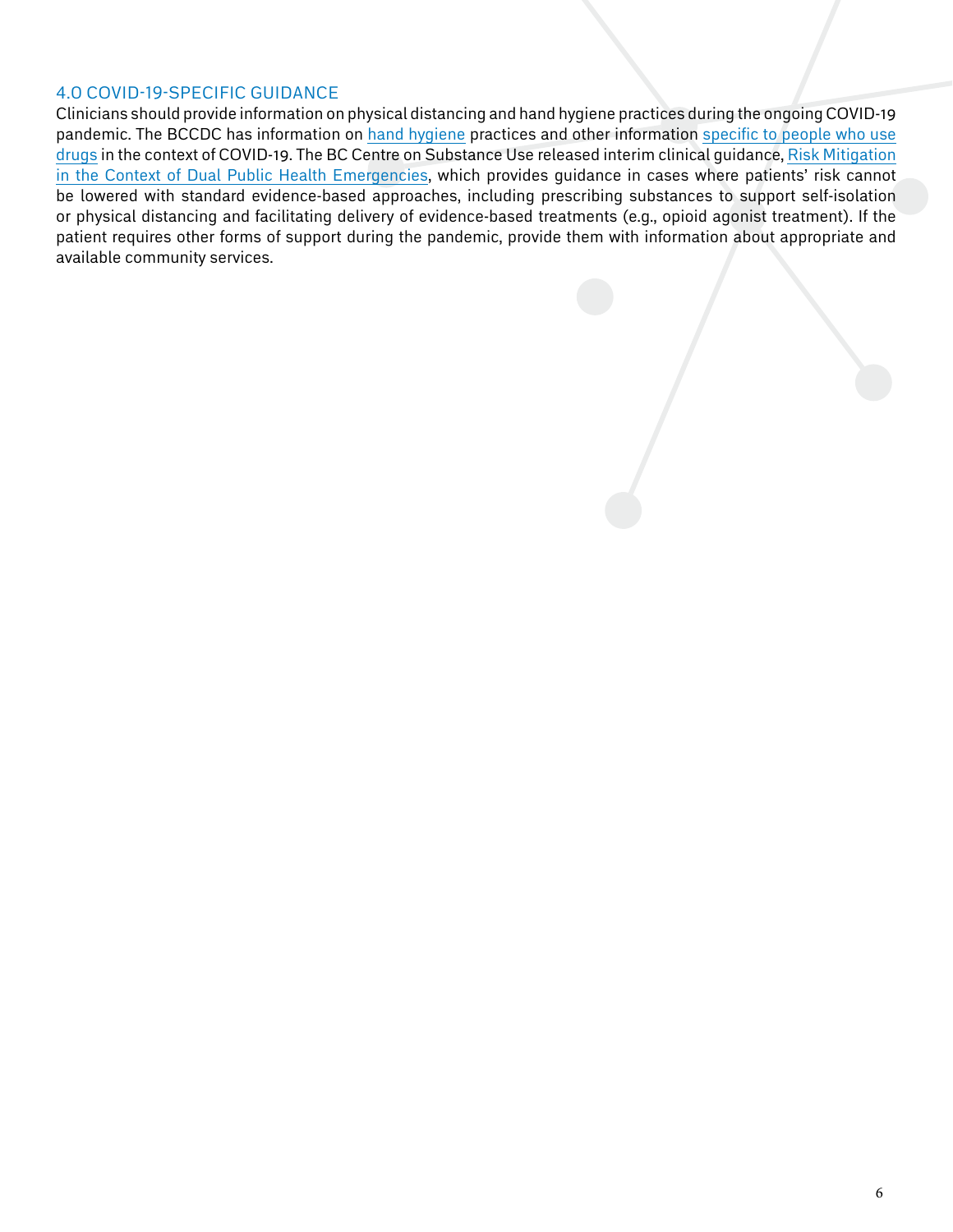## 4.0 COVID-19-SPECIFIC GUIDANCE

Clinicians should provide information on physical distancing and hand hygiene practices during the ongoing COVID-19 pandemic. The BCCDC has information on hand hygiene practices and other information specific to people who use drugs in the context of COVID-19. The BC Centre on Substance Use released interim clinical guidance, Risk Mitigation in the Context of Dual Public Health Emergencies, which provides guidance in cases where patients' risk cannot be lowered with standard evidence-based approaches, including prescribing substances to support self-isolation or physical distancing and facilitating delivery of evidence-based treatments (e.g., opioid agonist treatment). If the patient requires other forms of support during the pandemic, provide them with information about appropriate and available community services.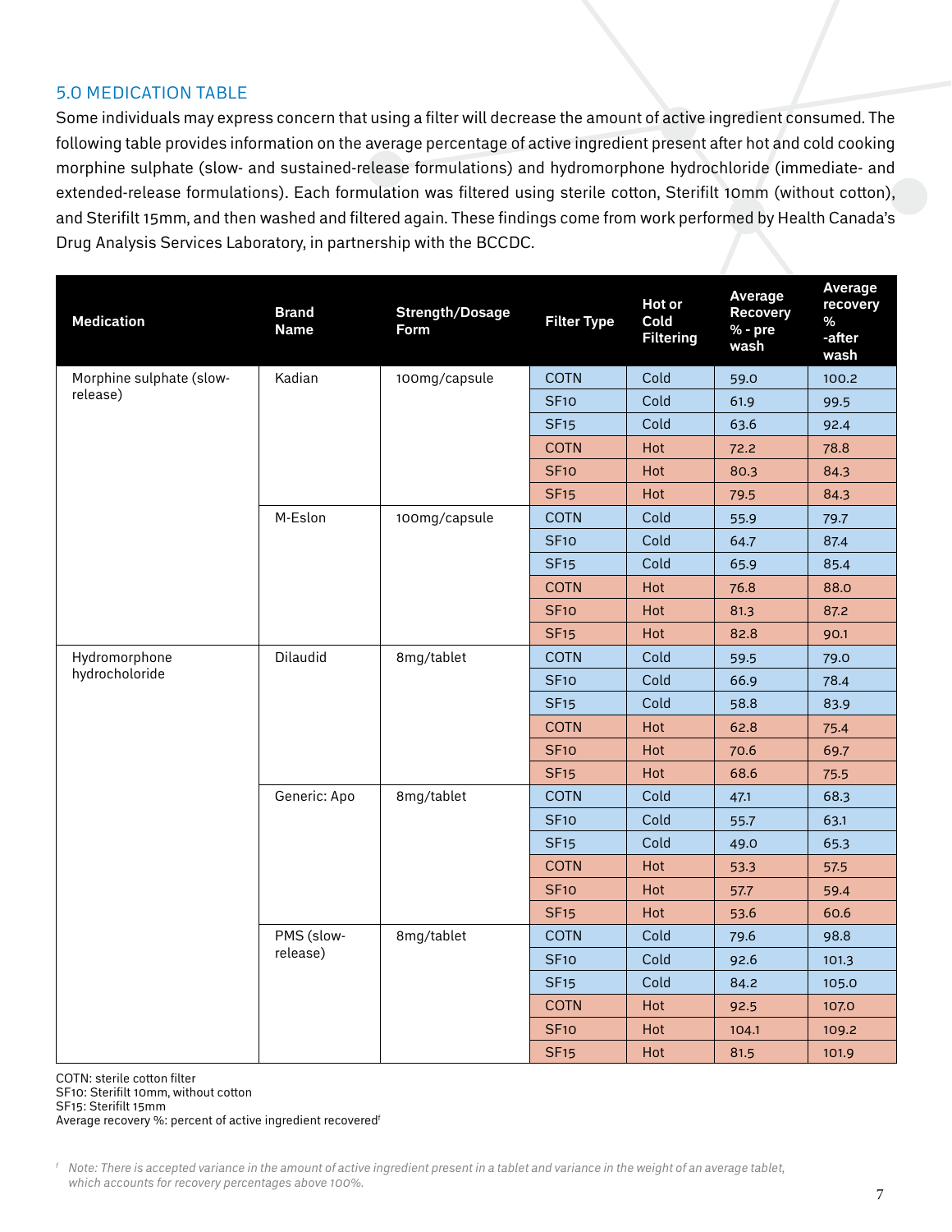## 5.0 MEDICATION TABLE

Some individuals may express concern that using a filter will decrease the amount of active ingredient consumed. The following table provides information on the average percentage of active ingredient present after hot and cold cooking morphine sulphate (slow- and sustained-release formulations) and hydromorphone hydrochloride (immediate- and extended-release formulations). Each formulation was filtered using sterile cotton, Sterifilt 10mm (without cotton), and Sterifilt 15mm, and then washed and filtered again. These findings come from work performed by Health Canada's Drug Analysis Services Laboratory, in partnership with the BCCDC.

| Medication | Brand Name | Strength/Dosage Form | Filter Type | Hot or Cold Filtering | Average Recovery % - pre wash | Average recovery % -after wash |
|---|---|---|---|---|---|---|
| Morphine sulphate (slow-release) | Kadian | 100mg/capsule | COTN | Cold | 59.0 | 100.2 |
| | | | SF10 | Cold | 61.9 | 99.5 |
| | | | SF15 | Cold | 63.6 | 92.4 |
| | | | COTN | Hot | 72.2 | 78.8 |
| | | | SF10 | Hot | 80.3 | 84.3 |
| | | | SF15 | Hot | 79.5 | 84.3 |
| | M-Eslon | 100mg/capsule | COTN | Cold | 55.9 | 79.7 |
| | | | SF10 | Cold | 64.7 | 87.4 |
| | | | SF15 | Cold | 65.9 | 85.4 |
| | | | COTN | Hot | 76.8 | 88.0 |
| | | | SF10 | Hot | 81.3 | 87.2 |
| | | | SF15 | Hot | 82.8 | 90.1 |
| Hydromorphone hydrocholoride | Dilaudid | 8mg/tablet | COTN | Cold | 59.5 | 79.0 |
| | | | SF10 | Cold | 66.9 | 78.4 |
| | | | SF15 | Cold | 58.8 | 83.9 |
| | | | COTN | Hot | 62.8 | 75.4 |
| | | | SF10 | Hot | 70.6 | 69.7 |
| | | | SF15 | Hot | 68.6 | 75.5 |
| | Generic: Apo | 8mg/tablet | COTN | Cold | 47.1 | 68.3 |
| | | | SF10 | Cold | 55.7 | 63.1 |
| | | | SF15 | Cold | 49.0 | 65.3 |
| | | | COTN | Hot | 53.3 | 57.5 |
| | | | SF10 | Hot | 57.7 | 59.4 |
| | | | SF15 | Hot | 53.6 | 60.6 |
| | PMS (slow-release) | 8mg/tablet | COTN | Cold | 79.6 | 98.8 |
| | | | SF10 | Cold | 92.6 | 101.3 |
| | | | SF15 | Cold | 84.2 | 105.0 |
| | | | COTN | Hot | 92.5 | 107.0 |
| | | | SF10 | Hot | 104.1 | 109.2 |
| | | | SF15 | Hot | 81.5 | 101.9 |

COTN: sterile cotton filter
SF10: Sterifilt 10mm, without cotton
SF15: Sterifilt 15mm
Average recovery %: percent of active ingredient recovered[f]

[f] *Note: There is accepted variance in the amount of active ingredient present in a tablet and variance in the weight of an average tablet, which accounts for recovery percentages above 100%.*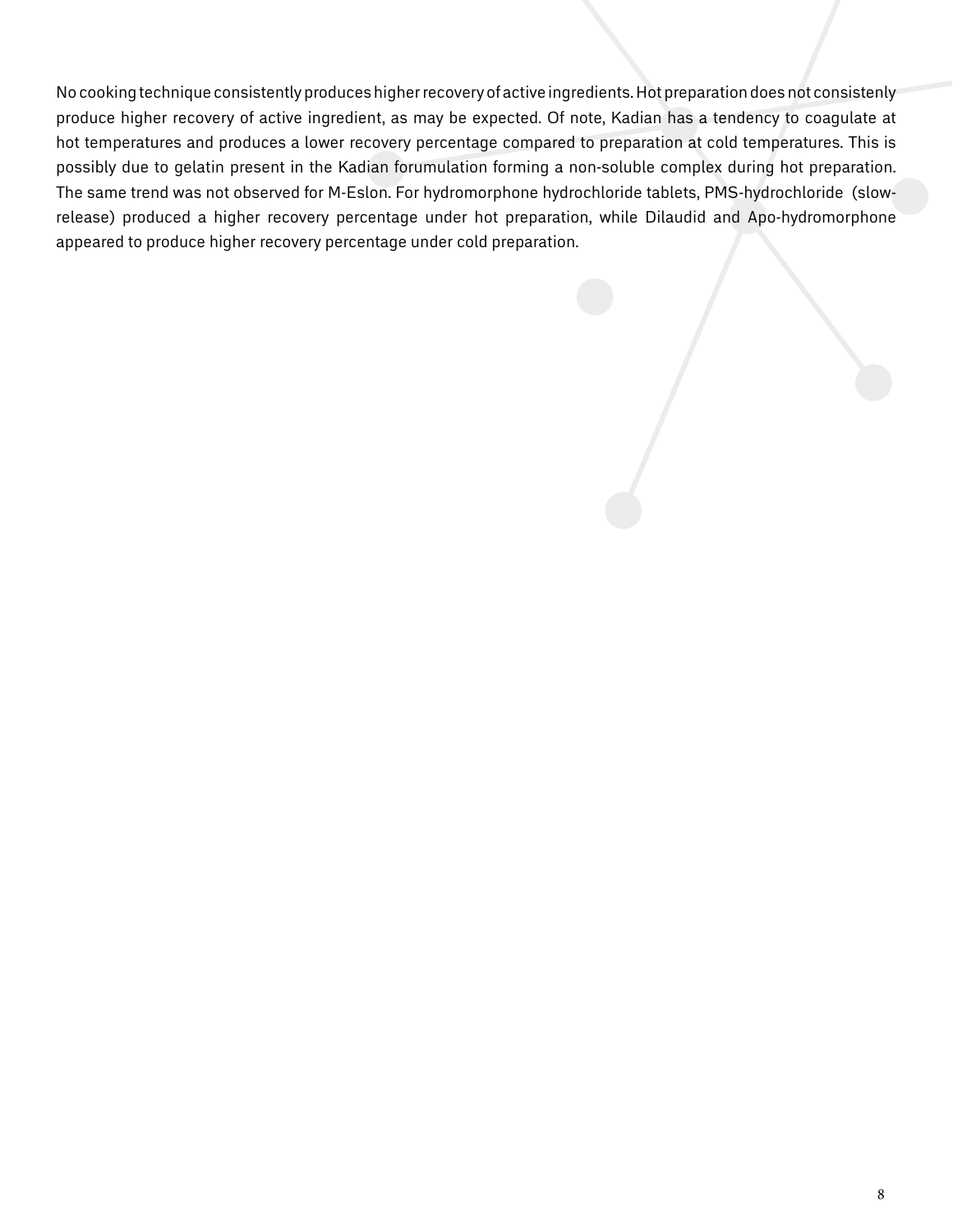No cooking technique consistently produces higher recovery of active ingredients. Hot preparation does not consistenly produce higher recovery of active ingredient, as may be expected. Of note, Kadian has a tendency to coagulate at hot temperatures and produces a lower recovery percentage compared to preparation at cold temperatures. This is possibly due to gelatin present in the Kadian forumulation forming a non-soluble complex during hot preparation. The same trend was not observed for M-Eslon. For hydromorphone hydrochloride tablets, PMS-hydrochloride (slow-release) produced a higher recovery percentage under hot preparation, while Dilaudid and Apo-hydromorphone appeared to produce higher recovery percentage under cold preparation.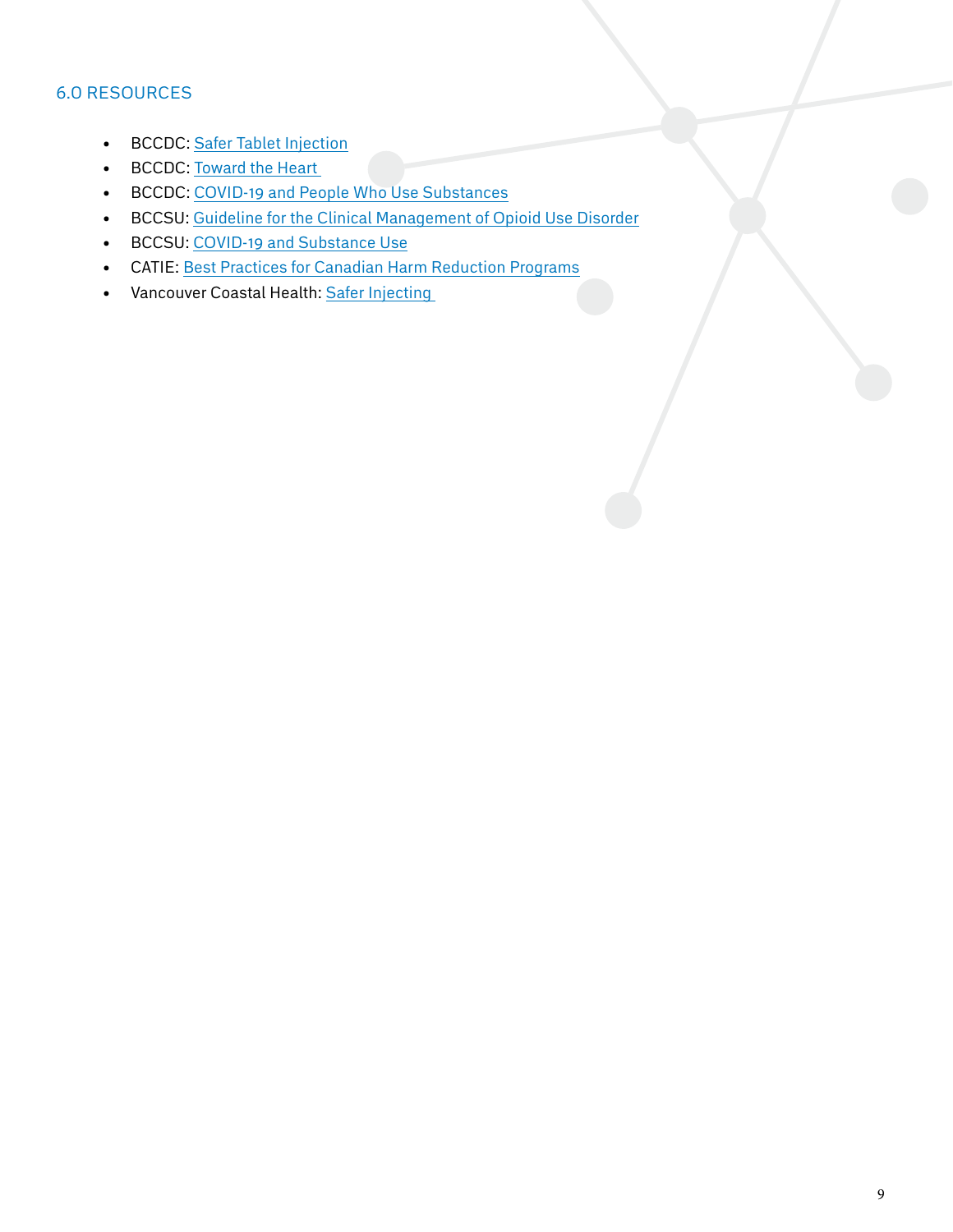## 6.0 RESOURCES

- BCCDC: Safer Tablet Injection
- BCCDC: Toward the Heart
- BCCDC: COVID-19 and People Who Use Substances
- BCCSU: Guideline for the Clinical Management of Opioid Use Disorder
- BCCSU: COVID-19 and Substance Use
- CATIE: Best Practices for Canadian Harm Reduction Programs
- Vancouver Coastal Health: Safer Injecting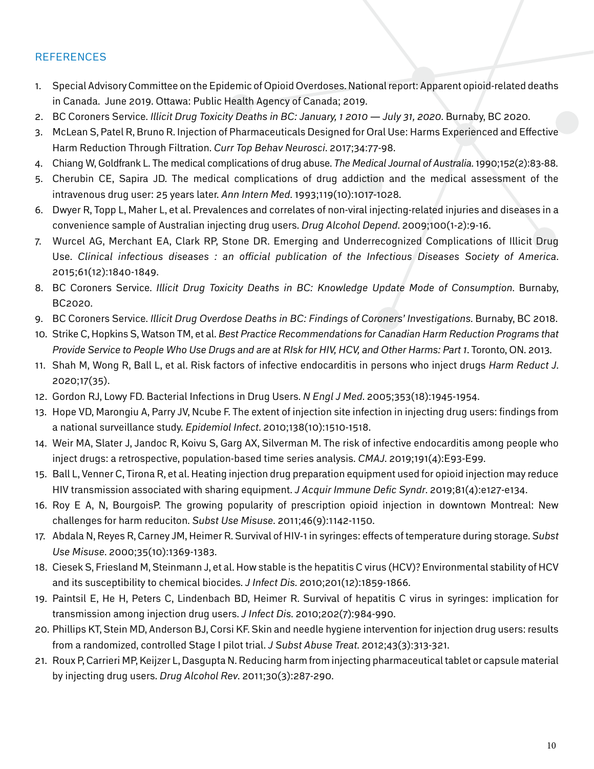## REFERENCES

1. Special Advisory Committee on the Epidemic of Opioid Overdoses. National report: Apparent opioid-related deaths in Canada. June 2019. Ottawa: Public Health Agency of Canada; 2019.
2. BC Coroners Service. *Illicit Drug Toxicity Deaths in BC: January, 1 2010 — July 31, 2020*. Burnaby, BC 2020.
3. McLean S, Patel R, Bruno R. Injection of Pharmaceuticals Designed for Oral Use: Harms Experienced and Effective Harm Reduction Through Filtration. *Curr Top Behav Neurosci*. 2017;34:77-98.
4. Chiang W, Goldfrank L. The medical complications of drug abuse. *The Medical Journal of Australia*. 1990;152(2):83-88.
5. Cherubin CE, Sapira JD. The medical complications of drug addiction and the medical assessment of the intravenous drug user: 25 years later. *Ann Intern Med*. 1993;119(10):1017-1028.
6. Dwyer R, Topp L, Maher L, et al. Prevalences and correlates of non-viral injecting-related injuries and diseases in a convenience sample of Australian injecting drug users. *Drug Alcohol Depend*. 2009;100(1-2):9-16.
7. Wurcel AG, Merchant EA, Clark RP, Stone DR. Emerging and Underrecognized Complications of Illicit Drug Use. *Clinical infectious diseases : an official publication of the Infectious Diseases Society of America*. 2015;61(12):1840-1849.
8. BC Coroners Service. *Illicit Drug Toxicity Deaths in BC: Knowledge Update Mode of Consumption*. Burnaby, BC2020.
9. BC Coroners Service. *Illicit Drug Overdose Deaths in BC: Findings of Coroners' Investigations*. Burnaby, BC 2018.
10. Strike C, Hopkins S, Watson TM, et al. *Best Practice Recommendations for Canadian Harm Reduction Programs that Provide Service to People Who Use Drugs and are at RIsk for HIV, HCV, and Other Harms: Part 1*. Toronto, ON. 2013.
11. Shah M, Wong R, Ball L, et al. Risk factors of infective endocarditis in persons who inject drugs *Harm Reduct J*. 2020;17(35).
12. Gordon RJ, Lowy FD. Bacterial Infections in Drug Users. *N Engl J Med*. 2005;353(18):1945-1954.
13. Hope VD, Marongiu A, Parry JV, Ncube F. The extent of injection site infection in injecting drug users: findings from a national surveillance study. *Epidemiol Infect*. 2010;138(10):1510-1518.
14. Weir MA, Slater J, Jandoc R, Koivu S, Garg AX, Silverman M. The risk of infective endocarditis among people who inject drugs: a retrospective, population-based time series analysis. *CMAJ*. 2019;191(4):E93-E99.
15. Ball L, Venner C, Tirona R, et al. Heating injection drug preparation equipment used for opioid injection may reduce HIV transmission associated with sharing equipment. *J Acquir Immune Defic Syndr*. 2019;81(4):e127-e134.
16. Roy E A, N, BourgoisP. The growing popularity of prescription opioid injection in downtown Montreal: New challenges for harm reduciton. *Subst Use Misuse*. 2011;46(9):1142-1150.
17. Abdala N, Reyes R, Carney JM, Heimer R. Survival of HIV-1 in syringes: effects of temperature during storage. *Subst Use Misuse*. 2000;35(10):1369-1383.
18. Ciesek S, Friesland M, Steinmann J, et al. How stable is the hepatitis C virus (HCV)? Environmental stability of HCV and its susceptibility to chemical biocides. *J Infect Dis*. 2010;201(12):1859-1866.
19. Paintsil E, He H, Peters C, Lindenbach BD, Heimer R. Survival of hepatitis C virus in syringes: implication for transmission among injection drug users. *J Infect Dis*. 2010;202(7):984-990.
20. Phillips KT, Stein MD, Anderson BJ, Corsi KF. Skin and needle hygiene intervention for injection drug users: results from a randomized, controlled Stage I pilot trial. *J Subst Abuse Treat*. 2012;43(3):313-321.
21. Roux P, Carrieri MP, Keijzer L, Dasgupta N. Reducing harm from injecting pharmaceutical tablet or capsule material by injecting drug users. *Drug Alcohol Rev*. 2011;30(3):287-290.